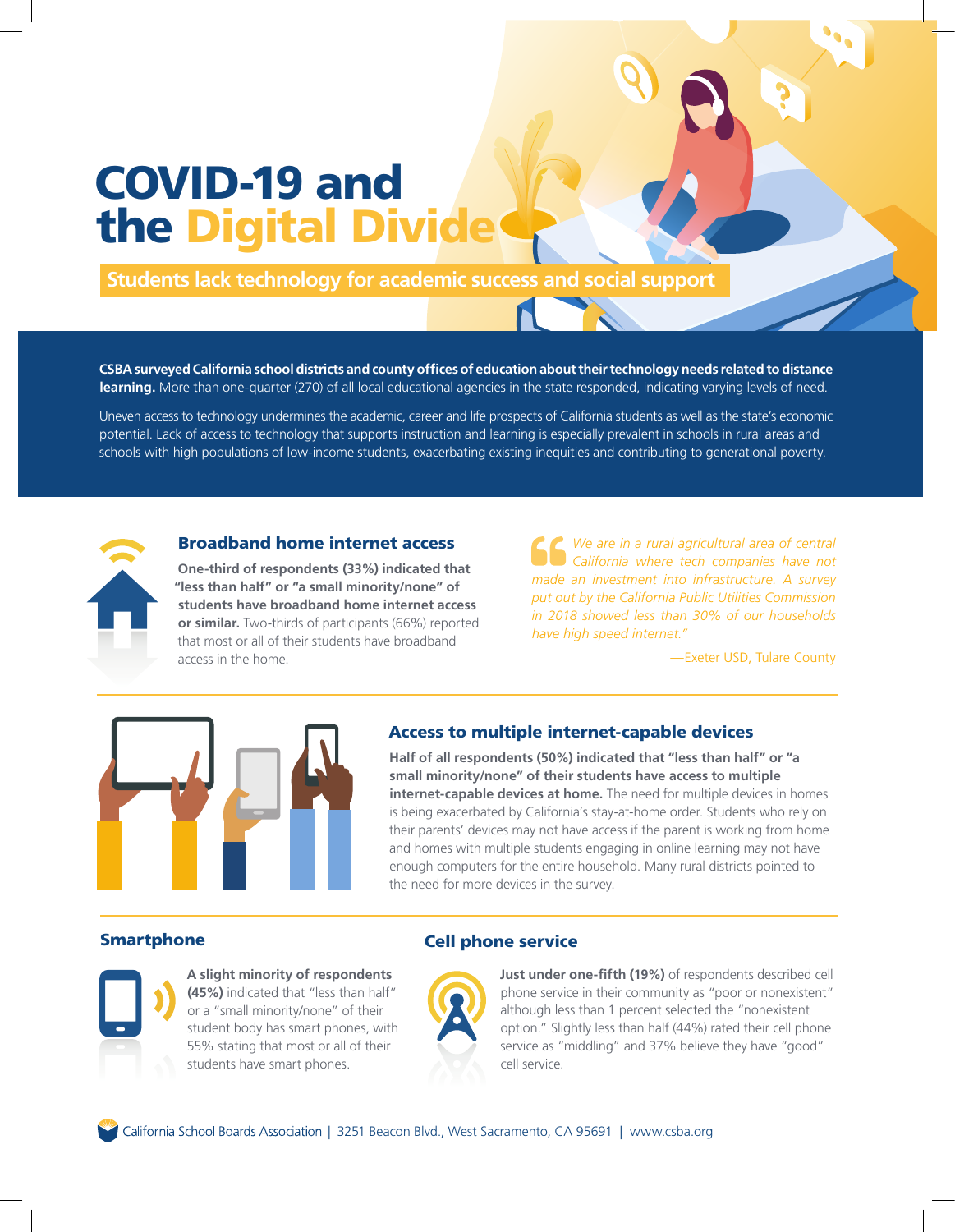# COVID-19 and the Digital Divide

**Students lack technology for academic success and social support**

**CSBA surveyed California school districts and county offices of education about their technology needs related to distance learning.** More than one-quarter (270) of all local educational agencies in the state responded, indicating varying levels of need.

Uneven access to technology undermines the academic, career and life prospects of California students as well as the state's economic potential. Lack of access to technology that supports instruction and learning is especially prevalent in schools in rural areas and schools with high populations of low-income students, exacerbating existing inequities and contributing to generational poverty.

## Broadband home internet access

**One-third of respondents (33%) indicated that "less than half" or "a small minority/none" of students have broadband home internet access or similar.** Two-thirds of participants (66%) reported that most or all of their students have broadband access in the home.

> *"We are in a rural agricultural area of central California where tech companies have not made an investment into infrastructure. A survey put out by the California Public Utilities Commission in 2018 showed less than 30% of our households have high speed internet."*
>
> —Exeter USD, Tulare County

## Access to multiple internet-capable devices

**Half of all respondents (50%) indicated that "less than half" or "a small minority/none" of their students have access to multiple internet-capable devices at home.** The need for multiple devices in homes is being exacerbated by California's stay-at-home order. Students who rely on their parents' devices may not have access if the parent is working from home and homes with multiple students engaging in online learning may not have enough computers for the entire household. Many rural districts pointed to the need for more devices in the survey.

## Smartphone

**A slight minority of respondents (45%)** indicated that "less than half" or a "small minority/none" of their student body has smart phones, with 55% stating that most or all of their students have smart phones.

## Cell phone service

**Just under one-fifth (19%)** of respondents described cell phone service in their community as "poor or nonexistent" although less than 1 percent selected the "nonexistent option." Slightly less than half (44%) rated their cell phone service as "middling" and 37% believe they have "good" cell service.

California School Boards Association | 3251 Beacon Blvd., West Sacramento, CA 95691 | www.csba.org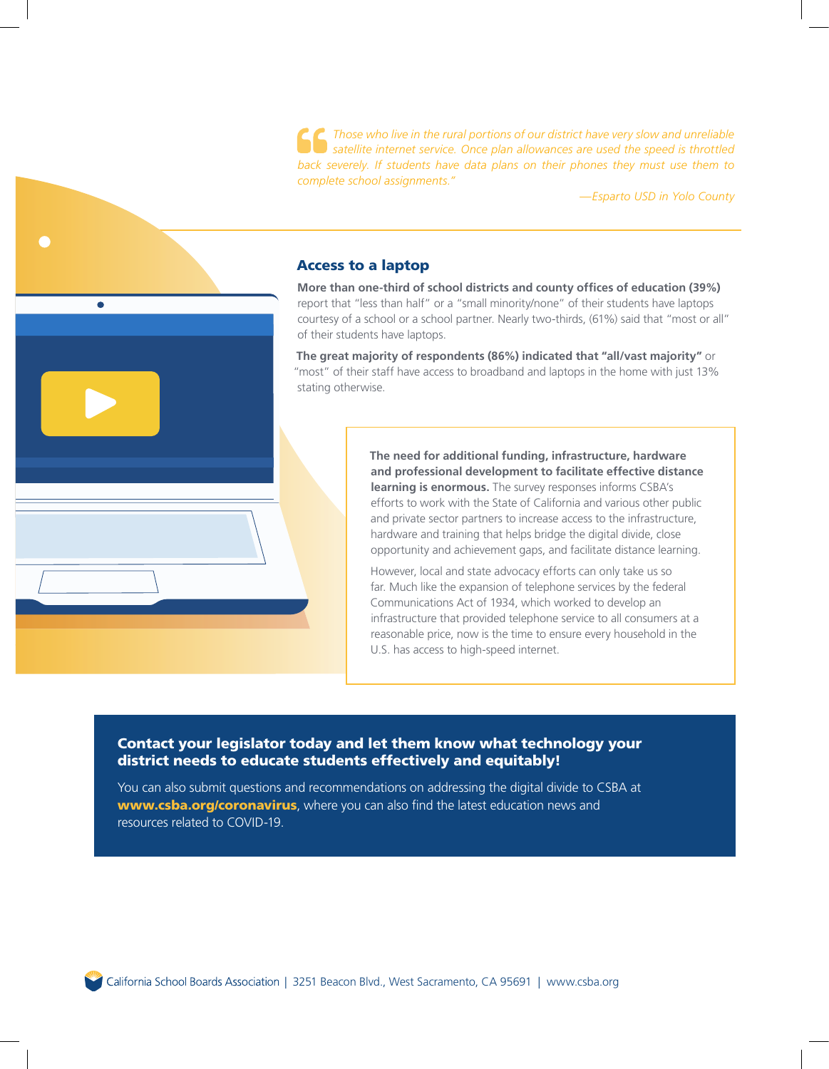> *"Those who live in the rural portions of our district have very slow and unreliable satellite internet service. Once plan allowances are used the speed is throttled back severely. If students have data plans on their phones they must use them to complete school assignments."*
>
> *—Esparto USD in Yolo County*

## Access to a laptop

**More than one-third of school districts and county offices of education (39%)** report that "less than half" or a "small minority/none" of their students have laptops courtesy of a school or a school partner. Nearly two-thirds, (61%) said that "most or all" of their students have laptops.

**The great majority of respondents (86%) indicated that "all/vast majority"** or "most" of their staff have access to broadband and laptops in the home with just 13% stating otherwise.

**The need for additional funding, infrastructure, hardware and professional development to facilitate effective distance learning is enormous.** The survey responses informs CSBA's efforts to work with the State of California and various other public and private sector partners to increase access to the infrastructure, hardware and training that helps bridge the digital divide, close opportunity and achievement gaps, and facilitate distance learning.

However, local and state advocacy efforts can only take us so far. Much like the expansion of telephone services by the federal Communications Act of 1934, which worked to develop an infrastructure that provided telephone service to all consumers at a reasonable price, now is the time to ensure every household in the U.S. has access to high-speed internet.

**Contact your legislator today and let them know what technology your district needs to educate students effectively and equitably!**

You can also submit questions and recommendations on addressing the digital divide to CSBA at **www.csba.org/coronavirus**, where you can also find the latest education news and resources related to COVID-19.

California School Boards Association | 3251 Beacon Blvd., West Sacramento, CA 95691 | www.csba.org